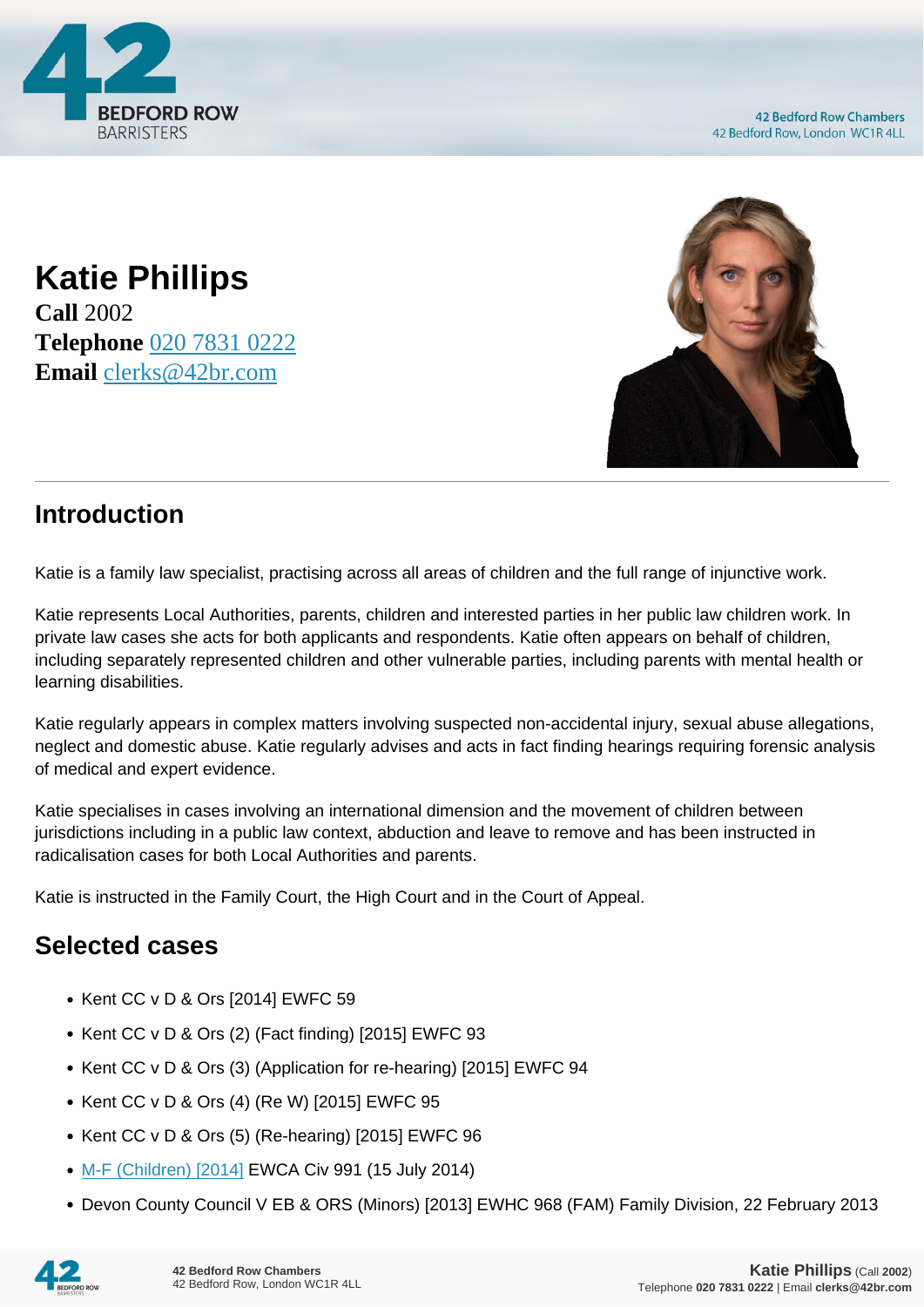# Katie Phillips

**Call** 2002
**Telephone** 020 7831 0222
**Email** clerks@42br.com

## Introduction

Katie is a family law specialist, practising across all areas of children and the full range of injunctive work.

Katie represents Local Authorities, parents, children and interested parties in her public law children work. In private law cases she acts for both applicants and respondents. Katie often appears on behalf of children, including separately represented children and other vulnerable parties, including parents with mental health or learning disabilities.

Katie regularly appears in complex matters involving suspected non-accidental injury, sexual abuse allegations, neglect and domestic abuse. Katie regularly advises and acts in fact finding hearings requiring forensic analysis of medical and expert evidence.

Katie specialises in cases involving an international dimension and the movement of children between jurisdictions including in a public law context, abduction and leave to remove and has been instructed in radicalisation cases for both Local Authorities and parents.

Katie is instructed in the Family Court, the High Court and in the Court of Appeal.

## Selected cases

- Kent CC v D & Ors [2014] EWFC 59
- Kent CC v D & Ors (2) (Fact finding) [2015] EWFC 93
- Kent CC v D & Ors (3) (Application for re-hearing) [2015] EWFC 94
- Kent CC v D & Ors (4) (Re W) [2015] EWFC 95
- Kent CC v D & Ors (5) (Re-hearing) [2015] EWFC 96
- M-F (Children) [2014] EWCA Civ 991 (15 July 2014)
- Devon County Council V EB & ORS (Minors) [2013] EWHC 968 (FAM) Family Division, 22 February 2013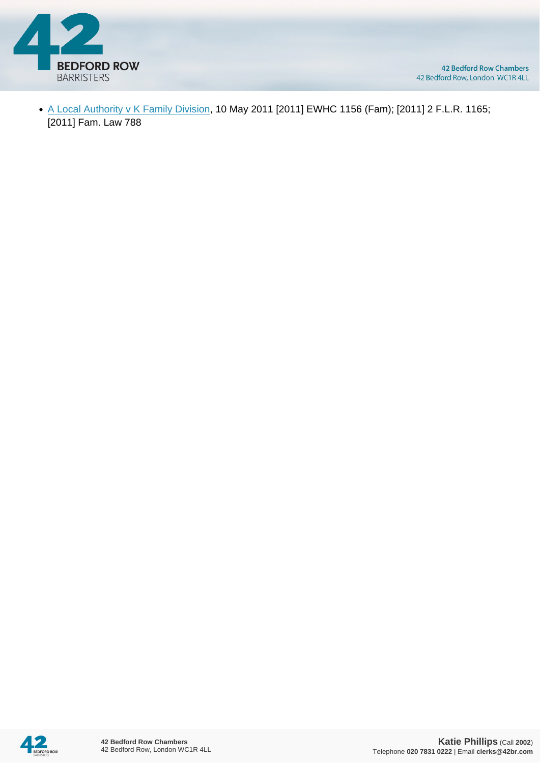- A Local Authority v K Family Division, 10 May 2011 [2011] EWHC 1156 (Fam); [2011] 2 F.L.R. 1165; [2011] Fam. Law 788